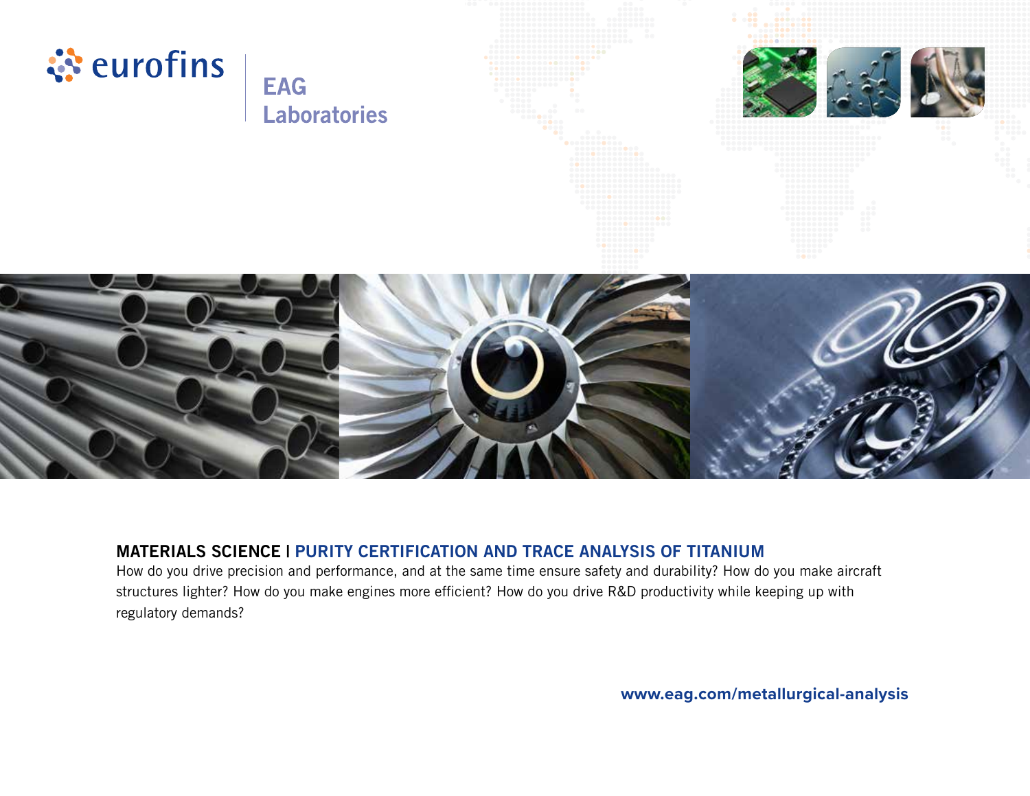eurofins | EAG Laboratories

## MATERIALS SCIENCE | PURITY CERTIFICATION AND TRACE ANALYSIS OF TITANIUM

How do you drive precision and performance, and at the same time ensure safety and durability? How do you make aircraft structures lighter? How do you make engines more efficient? How do you drive R&D productivity while keeping up with regulatory demands?

**www.eag.com/metallurgical-analysis**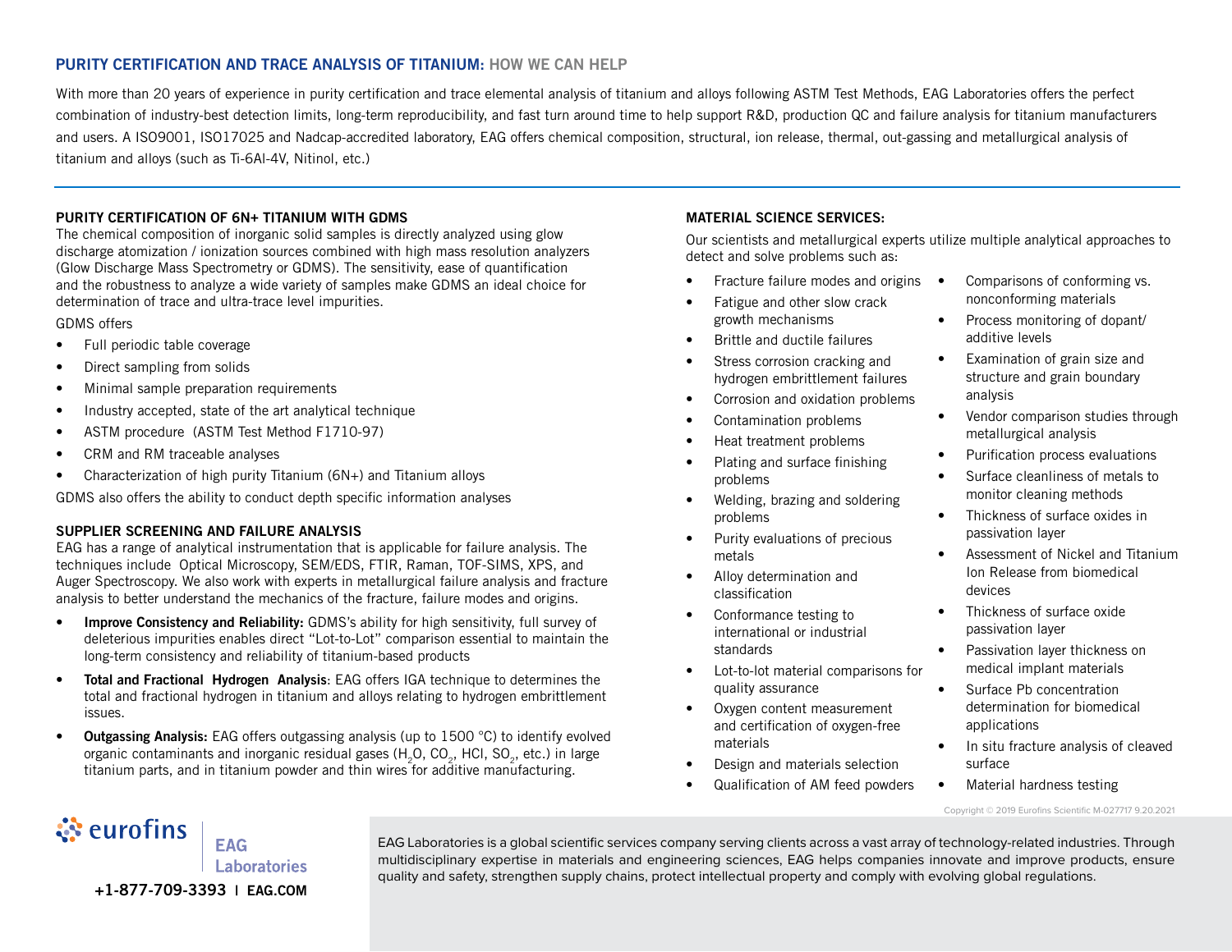## PURITY CERTIFICATION AND TRACE ANALYSIS OF TITANIUM: HOW WE CAN HELP

With more than 20 years of experience in purity certification and trace elemental analysis of titanium and alloys following ASTM Test Methods, EAG Laboratories offers the perfect combination of industry-best detection limits, long-term reproducibility, and fast turn around time to help support R&D, production QC and failure analysis for titanium manufacturers and users. A ISO9001, ISO17025 and Nadcap-accredited laboratory, EAG offers chemical composition, structural, ion release, thermal, out-gassing and metallurgical analysis of titanium and alloys (such as Ti-6Al-4V, Nitinol, etc.)

### PURITY CERTIFICATION OF 6N+ TITANIUM WITH GDMS

The chemical composition of inorganic solid samples is directly analyzed using glow discharge atomization / ionization sources combined with high mass resolution analyzers (Glow Discharge Mass Spectrometry or GDMS). The sensitivity, ease of quantification and the robustness to analyze a wide variety of samples make GDMS an ideal choice for determination of trace and ultra-trace level impurities.

GDMS offers

- Full periodic table coverage
- Direct sampling from solids
- Minimal sample preparation requirements
- Industry accepted, state of the art analytical technique
- ASTM procedure (ASTM Test Method F1710-97)
- CRM and RM traceable analyses
- Characterization of high purity Titanium (6N+) and Titanium alloys

GDMS also offers the ability to conduct depth specific information analyses

### SUPPLIER SCREENING AND FAILURE ANALYSIS

EAG has a range of analytical instrumentation that is applicable for failure analysis. The techniques include Optical Microscopy, SEM/EDS, FTIR, Raman, TOF-SIMS, XPS, and Auger Spectroscopy. We also work with experts in metallurgical failure analysis and fracture analysis to better understand the mechanics of the fracture, failure modes and origins.

- **Improve Consistency and Reliability:** GDMS's ability for high sensitivity, full survey of deleterious impurities enables direct "Lot-to-Lot" comparison essential to maintain the long-term consistency and reliability of titanium-based products
- **Total and Fractional Hydrogen Analysis**: EAG offers IGA technique to determines the total and fractional hydrogen in titanium and alloys relating to hydrogen embrittlement issues.
- **Outgassing Analysis:** EAG offers outgassing analysis (up to 1500 °C) to identify evolved organic contaminants and inorganic residual gases ($H_2O$, $CO_2$, HCl, $SO_2$, etc.) in large titanium parts, and in titanium powder and thin wires for additive manufacturing.

### MATERIAL SCIENCE SERVICES:

Our scientists and metallurgical experts utilize multiple analytical approaches to detect and solve problems such as:

- Fracture failure modes and origins
- Fatigue and other slow crack growth mechanisms
- Brittle and ductile failures
- Stress corrosion cracking and hydrogen embrittlement failures
- Corrosion and oxidation problems
- Contamination problems
- Heat treatment problems
- Plating and surface finishing problems
- Welding, brazing and soldering problems
- Purity evaluations of precious metals
- Alloy determination and classification
- Conformance testing to international or industrial standards
- Lot-to-lot material comparisons for quality assurance
- Oxygen content measurement and certification of oxygen-free materials
- Design and materials selection
- Qualification of AM feed powders
- Comparisons of conforming vs. nonconforming materials
- Process monitoring of dopant/additive levels
- Examination of grain size and structure and grain boundary analysis
- Vendor comparison studies through metallurgical analysis
- Purification process evaluations
- Surface cleanliness of metals to monitor cleaning methods
- Thickness of surface oxides in passivation layer
- Assessment of Nickel and Titanium Ion Release from biomedical devices
- Thickness of surface oxide passivation layer
- Passivation layer thickness on medical implant materials
- Surface Pb concentration determination for biomedical applications
- In situ fracture analysis of cleaved surface
- Material hardness testing

Copyright © 2019 Eurofins Scientific M-027717 9.20.2021

eurofins | EAG Laboratories

+1-877-709-3393 | EAG.COM

EAG Laboratories is a global scientific services company serving clients across a vast array of technology-related industries. Through multidisciplinary expertise in materials and engineering sciences, EAG helps companies innovate and improve products, ensure quality and safety, strengthen supply chains, protect intellectual property and comply with evolving global regulations.